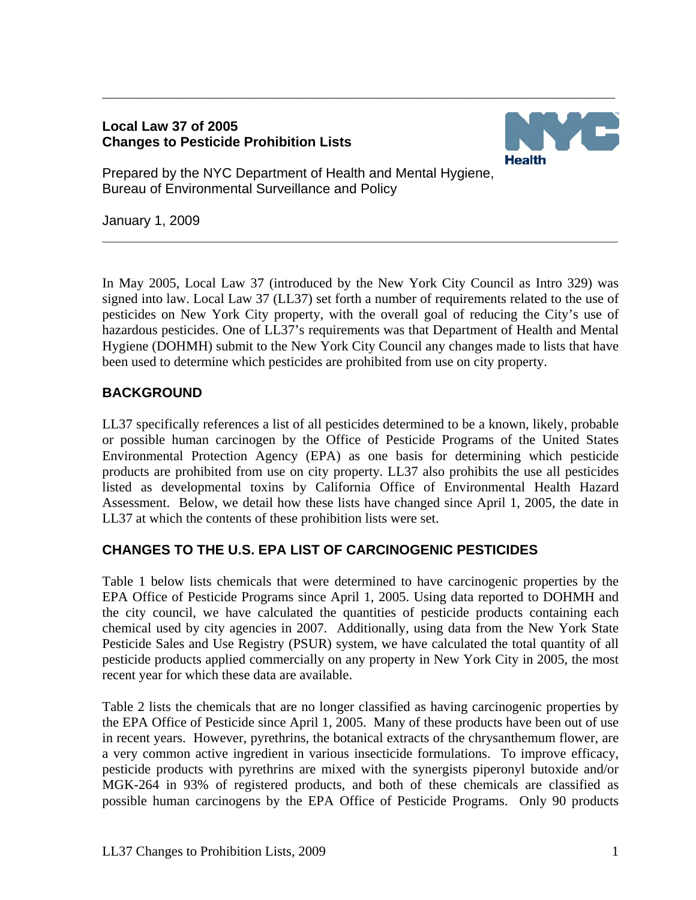**Local Law 37 of 2005**
**Changes to Pesticide Prohibition Lists**

Prepared by the NYC Department of Health and Mental Hygiene, Bureau of Environmental Surveillance and Policy

January 1, 2009

---

In May 2005, Local Law 37 (introduced by the New York City Council as Intro 329) was signed into law. Local Law 37 (LL37) set forth a number of requirements related to the use of pesticides on New York City property, with the overall goal of reducing the City's use of hazardous pesticides. One of LL37's requirements was that Department of Health and Mental Hygiene (DOHMH) submit to the New York City Council any changes made to lists that have been used to determine which pesticides are prohibited from use on city property.

## BACKGROUND

LL37 specifically references a list of all pesticides determined to be a known, likely, probable or possible human carcinogen by the Office of Pesticide Programs of the United States Environmental Protection Agency (EPA) as one basis for determining which pesticide products are prohibited from use on city property. LL37 also prohibits the use all pesticides listed as developmental toxins by California Office of Environmental Health Hazard Assessment. Below, we detail how these lists have changed since April 1, 2005, the date in LL37 at which the contents of these prohibition lists were set.

## CHANGES TO THE U.S. EPA LIST OF CARCINOGENIC PESTICIDES

Table 1 below lists chemicals that were determined to have carcinogenic properties by the EPA Office of Pesticide Programs since April 1, 2005. Using data reported to DOHMH and the city council, we have calculated the quantities of pesticide products containing each chemical used by city agencies in 2007. Additionally, using data from the New York State Pesticide Sales and Use Registry (PSUR) system, we have calculated the total quantity of all pesticide products applied commercially on any property in New York City in 2005, the most recent year for which these data are available.

Table 2 lists the chemicals that are no longer classified as having carcinogenic properties by the EPA Office of Pesticide since April 1, 2005. Many of these products have been out of use in recent years. However, pyrethrins, the botanical extracts of the chrysanthemum flower, are a very common active ingredient in various insecticide formulations. To improve efficacy, pesticide products with pyrethrins are mixed with the synergists piperonyl butoxide and/or MGK-264 in 93% of registered products, and both of these chemicals are classified as possible human carcinogens by the EPA Office of Pesticide Programs. Only 90 products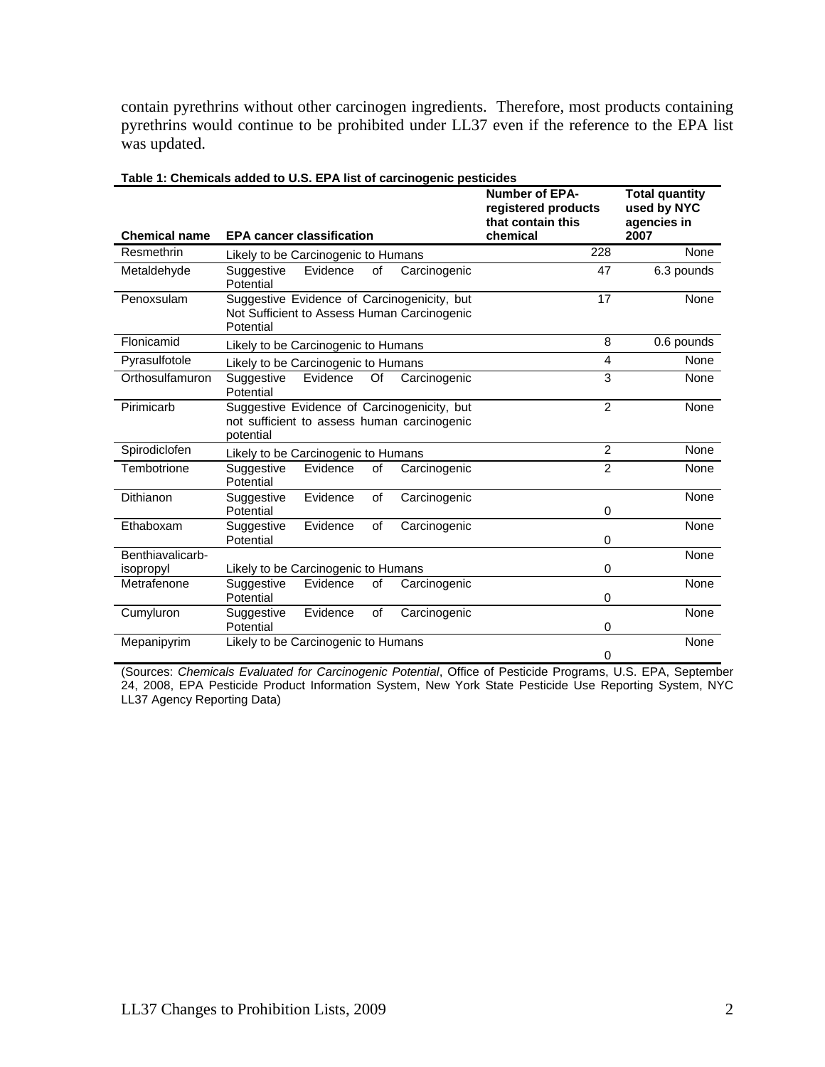contain pyrethrins without other carcinogen ingredients. Therefore, most products containing pyrethrins would continue to be prohibited under LL37 even if the reference to the EPA list was updated.

**Table 1: Chemicals added to U.S. EPA list of carcinogenic pesticides**

| Chemical name | EPA cancer classification | Number of EPA-registered products that contain this chemical | Total quantity used by NYC agencies in 2007 |
|---|---|---|---|
| Resmethrin | Likely to be Carcinogenic to Humans | 228 | None |
| Metaldehyde | Suggestive Evidence of Carcinogenic Potential | 47 | 6.3 pounds |
| Penoxsulam | Suggestive Evidence of Carcinogenicity, but Not Sufficient to Assess Human Carcinogenic Potential | 17 | None |
| Flonicamid | Likely to be Carcinogenic to Humans | 8 | 0.6 pounds |
| Pyrasulfotole | Likely to be Carcinogenic to Humans | 4 | None |
| Orthosulfamuron | Suggestive Evidence Of Carcinogenic Potential | 3 | None |
| Pirimicarb | Suggestive Evidence of Carcinogenicity, but not sufficient to assess human carcinogenic potential | 2 | None |
| Spirodiclofen | Likely to be Carcinogenic to Humans | 2 | None |
| Tembotrione | Suggestive Evidence of Carcinogenic Potential | 2 | None |
| Dithianon | Suggestive Evidence of Carcinogenic Potential | 0 | None |
| Ethaboxam | Suggestive Evidence of Carcinogenic Potential | 0 | None |
| Benthiavalicarb-isopropyl | Likely to be Carcinogenic to Humans | 0 | None |
| Metrafenone | Suggestive Evidence of Carcinogenic Potential | 0 | None |
| Cumyluron | Suggestive Evidence of Carcinogenic Potential | 0 | None |
| Mepanipyrim | Likely to be Carcinogenic to Humans | 0 | None |

(Sources: *Chemicals Evaluated for Carcinogenic Potential*, Office of Pesticide Programs, U.S. EPA, September 24, 2008, EPA Pesticide Product Information System, New York State Pesticide Use Reporting System, NYC LL37 Agency Reporting Data)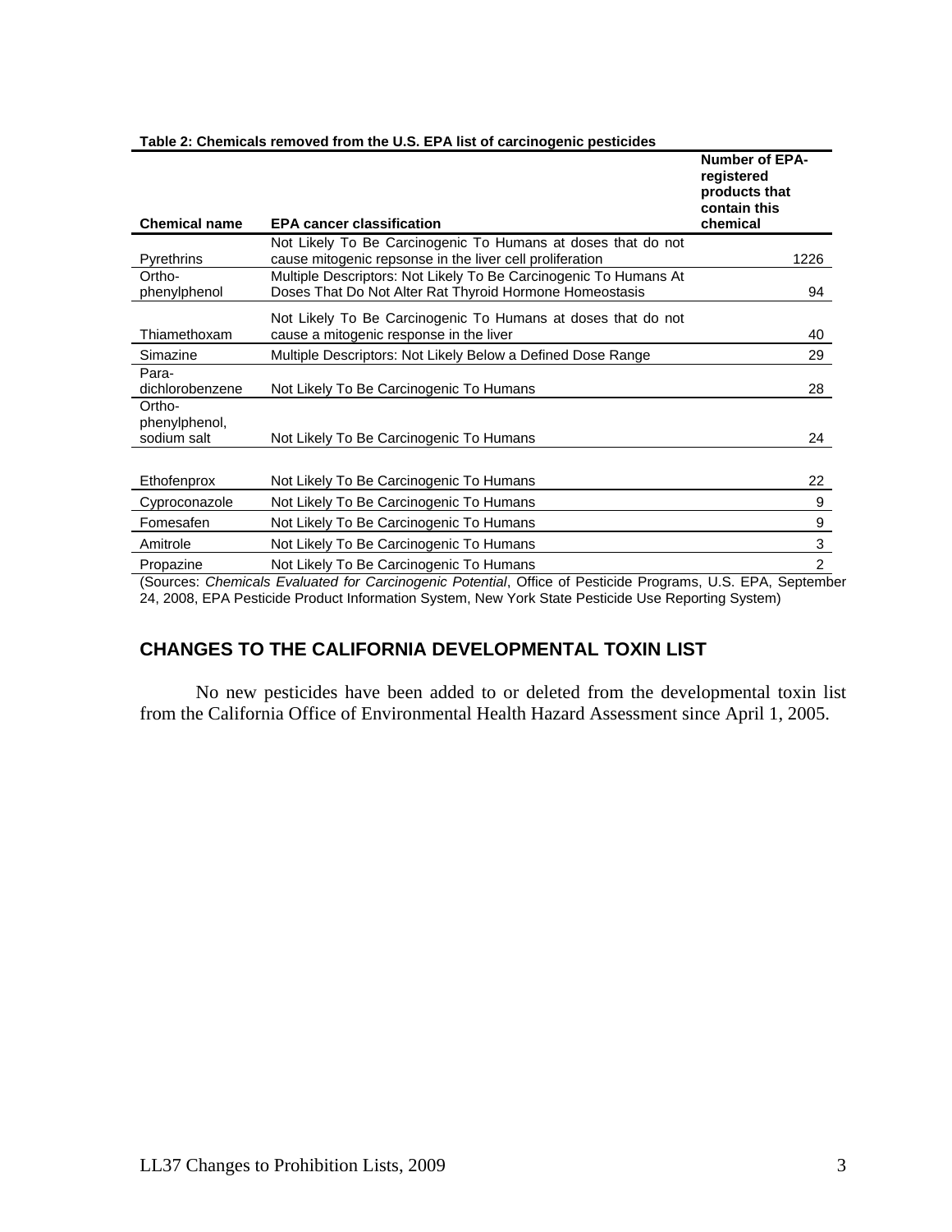**Table 2: Chemicals removed from the U.S. EPA list of carcinogenic pesticides**

| Chemical name | EPA cancer classification | Number of EPA-registered products that contain this chemical |
|---|---|---|
| Pyrethrins | Not Likely To Be Carcinogenic To Humans at doses that do not cause mitogenic repsonse in the liver cell proliferation | 1226 |
| Ortho-phenylphenol | Multiple Descriptors: Not Likely To Be Carcinogenic To Humans At Doses That Do Not Alter Rat Thyroid Hormone Homeostasis | 94 |
| Thiamethoxam | Not Likely To Be Carcinogenic To Humans at doses that do not cause a mitogenic response in the liver | 40 |
| Simazine | Multiple Descriptors: Not Likely Below a Defined Dose Range | 29 |
| Para-dichlorobenzene | Not Likely To Be Carcinogenic To Humans | 28 |
| Ortho-phenylphenol, sodium salt | Not Likely To Be Carcinogenic To Humans | 24 |
| Ethofenprox | Not Likely To Be Carcinogenic To Humans | 22 |
| Cyproconazole | Not Likely To Be Carcinogenic To Humans | 9 |
| Fomesafen | Not Likely To Be Carcinogenic To Humans | 9 |
| Amitrole | Not Likely To Be Carcinogenic To Humans | 3 |
| Propazine | Not Likely To Be Carcinogenic To Humans | 2 |

(Sources: *Chemicals Evaluated for Carcinogenic Potential*, Office of Pesticide Programs, U.S. EPA, September 24, 2008, EPA Pesticide Product Information System, New York State Pesticide Use Reporting System)

## CHANGES TO THE CALIFORNIA DEVELOPMENTAL TOXIN LIST

No new pesticides have been added to or deleted from the developmental toxin list from the California Office of Environmental Health Hazard Assessment since April 1, 2005.